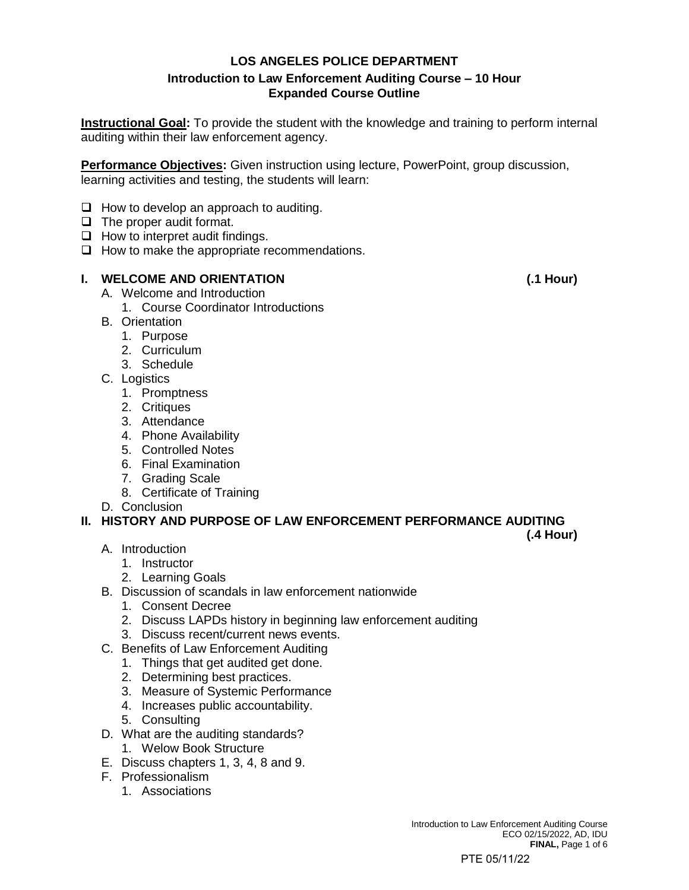**LOS ANGELES POLICE DEPARTMENT**

**Introduction to Law Enforcement Auditing Course – 10 Hour**
**Expanded Course Outline**

**Instructional Goal:** To provide the student with the knowledge and training to perform internal auditing within their law enforcement agency.

**Performance Objectives:** Given instruction using lecture, PowerPoint, group discussion, learning activities and testing, the students will learn:

- ❑ How to develop an approach to auditing.
- ❑ The proper audit format.
- ❑ How to interpret audit findings.
- ❑ How to make the appropriate recommendations.

## I. WELCOME AND ORIENTATION (.1 Hour)

- A. Welcome and Introduction
  1. Course Coordinator Introductions
- B. Orientation
  1. Purpose
  2. Curriculum
  3. Schedule
- C. Logistics
  1. Promptness
  2. Critiques
  3. Attendance
  4. Phone Availability
  5. Controlled Notes
  6. Final Examination
  7. Grading Scale
  8. Certificate of Training
- D. Conclusion

## II. HISTORY AND PURPOSE OF LAW ENFORCEMENT PERFORMANCE AUDITING (.4 Hour)

- A. Introduction
  1. Instructor
  2. Learning Goals
- B. Discussion of scandals in law enforcement nationwide
  1. Consent Decree
  2. Discuss LAPDs history in beginning law enforcement auditing
  3. Discuss recent/current news events.
- C. Benefits of Law Enforcement Auditing
  1. Things that get audited get done.
  2. Determining best practices.
  3. Measure of Systemic Performance
  4. Increases public accountability.
  5. Consulting
- D. What are the auditing standards?
  1. Welow Book Structure
- E. Discuss chapters 1, 3, 4, 8 and 9.
- F. Professionalism
  1. Associations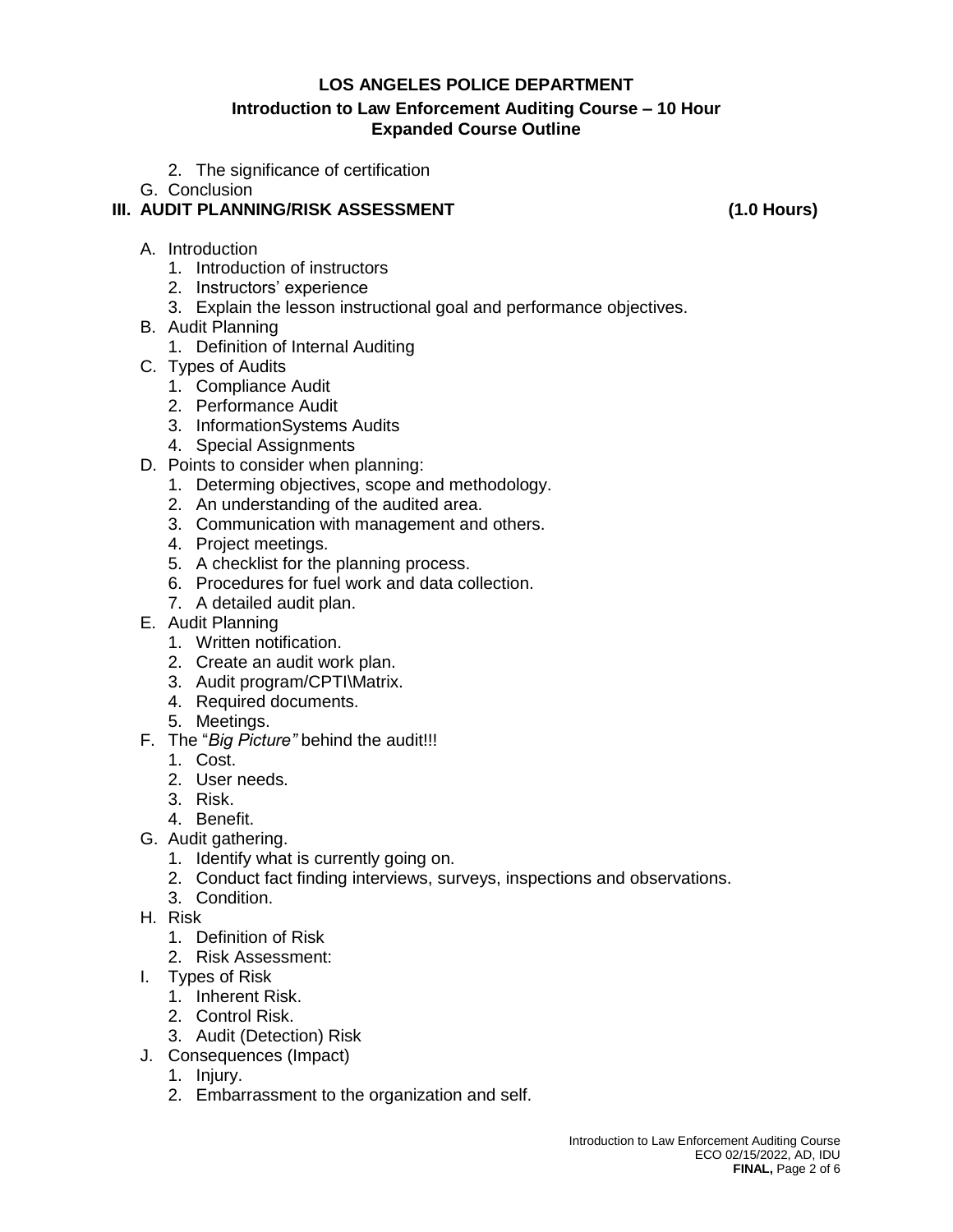2. The significance of certification

G. Conclusion

### III. AUDIT PLANNING/RISK ASSESSMENT (1.0 Hours)

A. Introduction
   1. Introduction of instructors
   2. Instructors' experience
   3. Explain the lesson instructional goal and performance objectives.

B. Audit Planning
   1. Definition of Internal Auditing

C. Types of Audits
   1. Compliance Audit
   2. Performance Audit
   3. InformationSystems Audits
   4. Special Assignments

D. Points to consider when planning:
   1. Determing objectives, scope and methodology.
   2. An understanding of the audited area.
   3. Communication with management and others.
   4. Project meetings.
   5. A checklist for the planning process.
   6. Procedures for fuel work and data collection.
   7. A detailed audit plan.

E. Audit Planning
   1. Written notification.
   2. Create an audit work plan.
   3. Audit program/CPTI\Matrix.
   4. Required documents.
   5. Meetings.

F. The "*Big Picture"* behind the audit!!!
   1. Cost.
   2. User needs.
   3. Risk.
   4. Benefit.

G. Audit gathering.
   1. Identify what is currently going on.
   2. Conduct fact finding interviews, surveys, inspections and observations.
   3. Condition.

H. Risk
   1. Definition of Risk
   2. Risk Assessment:

I. Types of Risk
   1. Inherent Risk.
   2. Control Risk.
   3. Audit (Detection) Risk

J. Consequences (Impact)
   1. Injury.
   2. Embarrassment to the organization and self.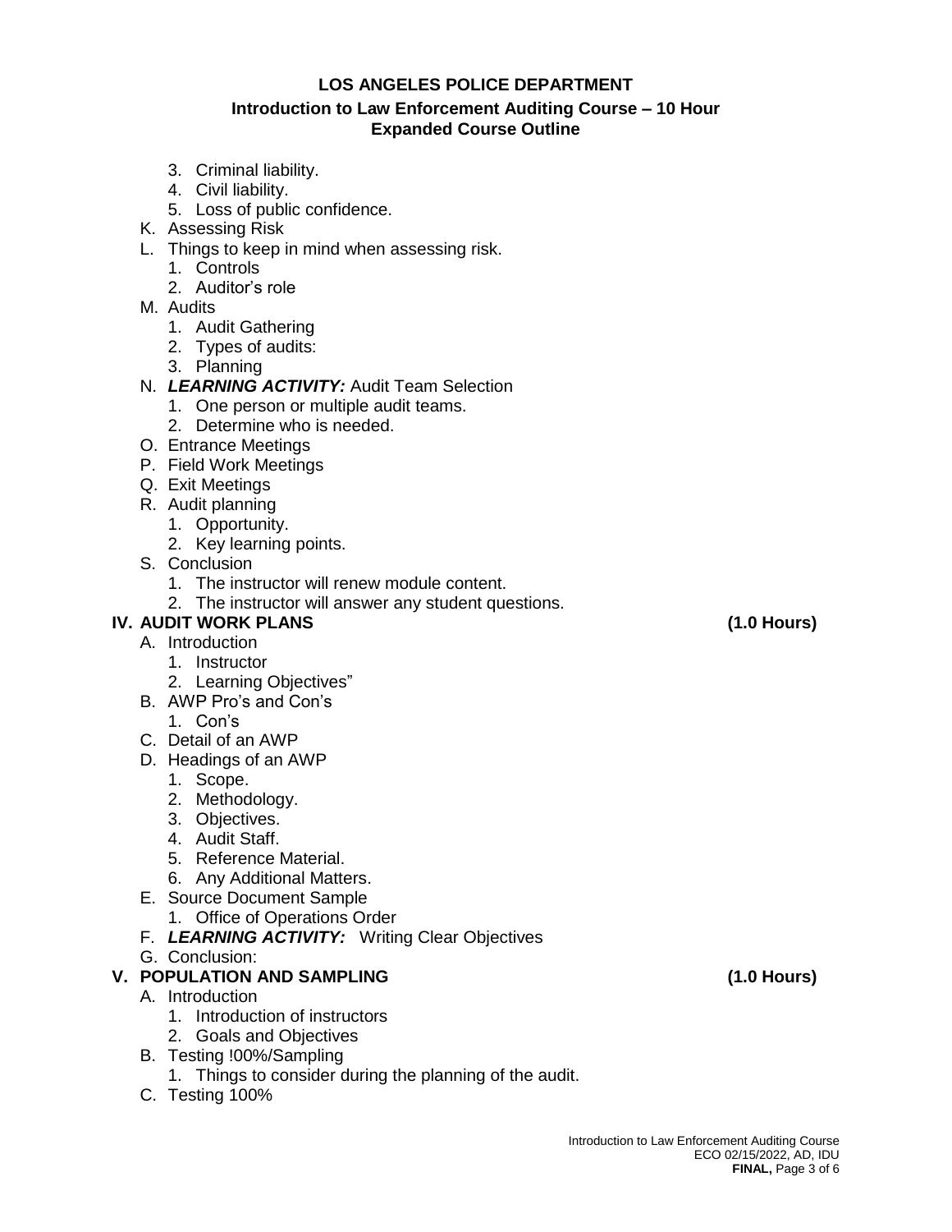3. Criminal liability.
4. Civil liability.
5. Loss of public confidence.

K. Assessing Risk

L. Things to keep in mind when assessing risk.
   1. Controls
   2. Auditor's role

M. Audits
   1. Audit Gathering
   2. Types of audits:
   3. Planning

N. ***LEARNING ACTIVITY:*** Audit Team Selection
   1. One person or multiple audit teams.
   2. Determine who is needed.

O. Entrance Meetings

P. Field Work Meetings

Q. Exit Meetings

R. Audit planning
   1. Opportunity.
   2. Key learning points.

S. Conclusion
   1. The instructor will renew module content.
   2. The instructor will answer any student questions.

## IV. AUDIT WORK PLANS (1.0 Hours)

A. Introduction
   1. Instructor
   2. Learning Objectives"

B. AWP Pro's and Con's
   1. Con's

C. Detail of an AWP

D. Headings of an AWP
   1. Scope.
   2. Methodology.
   3. Objectives.
   4. Audit Staff.
   5. Reference Material.
   6. Any Additional Matters.

E. Source Document Sample
   1. Office of Operations Order

F. ***LEARNING ACTIVITY:*** Writing Clear Objectives

G. Conclusion:

## V. POPULATION AND SAMPLING (1.0 Hours)

A. Introduction
   1. Introduction of instructors
   2. Goals and Objectives

B. Testing !00%/Sampling
   1. Things to consider during the planning of the audit.

C. Testing 100%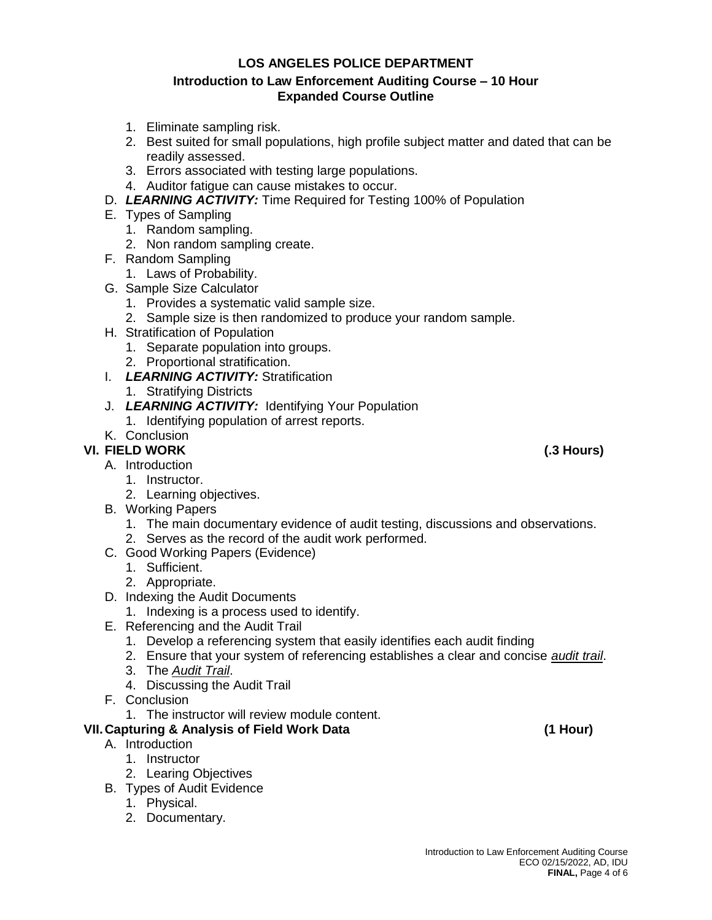1. Eliminate sampling risk.
2. Best suited for small populations, high profile subject matter and dated that can be readily assessed.
3. Errors associated with testing large populations.
4. Auditor fatigue can cause mistakes to occur.

D. ***LEARNING ACTIVITY:*** Time Required for Testing 100% of Population

E. Types of Sampling
   1. Random sampling.
   2. Non random sampling create.

F. Random Sampling
   1. Laws of Probability.

G. Sample Size Calculator
   1. Provides a systematic valid sample size.
   2. Sample size is then randomized to produce your random sample.

H. Stratification of Population
   1. Separate population into groups.
   2. Proportional stratification.

I. ***LEARNING ACTIVITY:*** Stratification
   1. Stratifying Districts

J. ***LEARNING ACTIVITY:*** Identifying Your Population
   1. Identifying population of arrest reports.

K. Conclusion

## VI. FIELD WORK (.3 Hours)

A. Introduction
   1. Instructor.
   2. Learning objectives.

B. Working Papers
   1. The main documentary evidence of audit testing, discussions and observations.
   2. Serves as the record of the audit work performed.

C. Good Working Papers (Evidence)
   1. Sufficient.
   2. Appropriate.

D. Indexing the Audit Documents
   1. Indexing is a process used to identify.

E. Referencing and the Audit Trail
   1. Develop a referencing system that easily identifies each audit finding
   2. Ensure that your system of referencing establishes a clear and concise <u>*audit trail*</u>.
   3. The <u>*Audit Trail*</u>.
   4. Discussing the Audit Trail

F. Conclusion
   1. The instructor will review module content.

## VII. Capturing & Analysis of Field Work Data (1 Hour)

A. Introduction
   1. Instructor
   2. Learing Objectives

B. Types of Audit Evidence
   1. Physical.
   2. Documentary.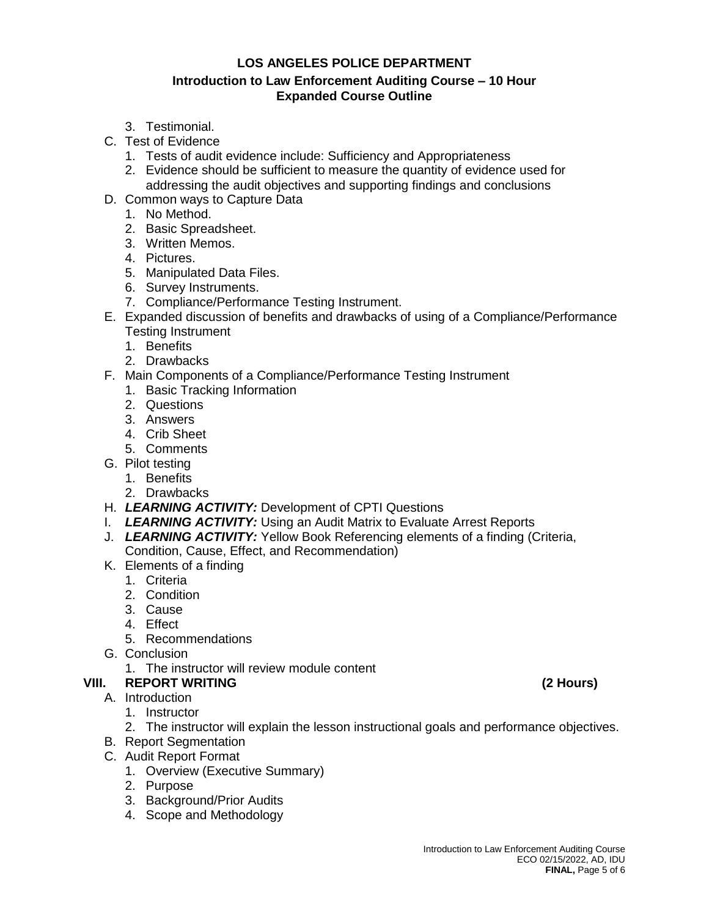3. Testimonial.

C. Test of Evidence
   1. Tests of audit evidence include: Sufficiency and Appropriateness
   2. Evidence should be sufficient to measure the quantity of evidence used for addressing the audit objectives and supporting findings and conclusions

D. Common ways to Capture Data
   1. No Method.
   2. Basic Spreadsheet.
   3. Written Memos.
   4. Pictures.
   5. Manipulated Data Files.
   6. Survey Instruments.
   7. Compliance/Performance Testing Instrument.

E. Expanded discussion of benefits and drawbacks of using of a Compliance/Performance Testing Instrument
   1. Benefits
   2. Drawbacks

F. Main Components of a Compliance/Performance Testing Instrument
   1. Basic Tracking Information
   2. Questions
   3. Answers
   4. Crib Sheet
   5. Comments

G. Pilot testing
   1. Benefits
   2. Drawbacks

H. ***LEARNING ACTIVITY:*** Development of CPTI Questions

I. ***LEARNING ACTIVITY:*** Using an Audit Matrix to Evaluate Arrest Reports

J. ***LEARNING ACTIVITY:*** Yellow Book Referencing elements of a finding (Criteria, Condition, Cause, Effect, and Recommendation)

K. Elements of a finding
   1. Criteria
   2. Condition
   3. Cause
   4. Effect
   5. Recommendations

G. Conclusion
   1. The instructor will review module content

## VIII. REPORT WRITING (2 Hours)

A. Introduction
   1. Instructor
   2. The instructor will explain the lesson instructional goals and performance objectives.

B. Report Segmentation

C. Audit Report Format
   1. Overview (Executive Summary)
   2. Purpose
   3. Background/Prior Audits
   4. Scope and Methodology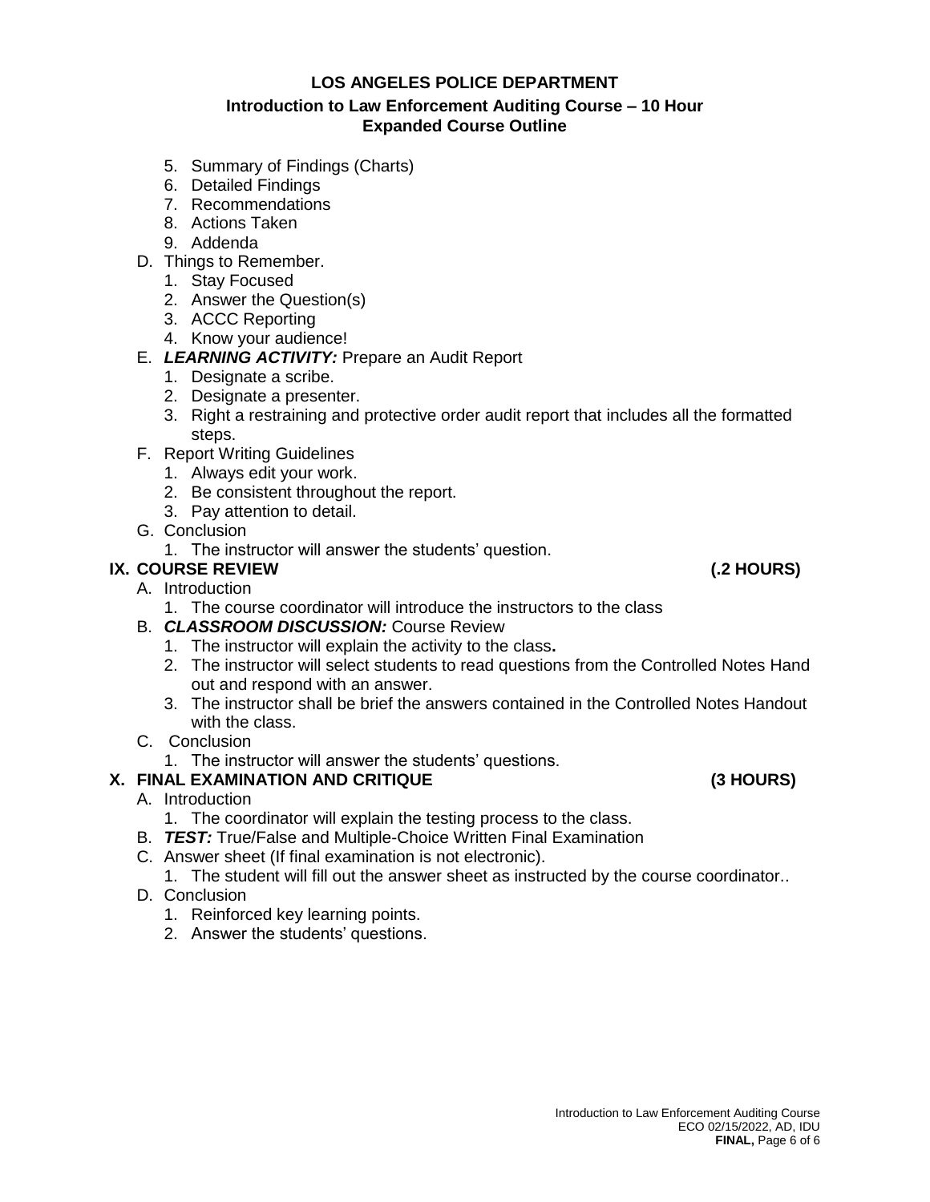5. Summary of Findings (Charts)
6. Detailed Findings
7. Recommendations
8. Actions Taken
9. Addenda

D. Things to Remember.
   1. Stay Focused
   2. Answer the Question(s)
   3. ACCC Reporting
   4. Know your audience!

E. ***LEARNING ACTIVITY:*** Prepare an Audit Report
   1. Designate a scribe.
   2. Designate a presenter.
   3. Right a restraining and protective order audit report that includes all the formatted steps.

F. Report Writing Guidelines
   1. Always edit your work.
   2. Be consistent throughout the report.
   3. Pay attention to detail.

G. Conclusion
   1. The instructor will answer the students' question.

## IX. COURSE REVIEW (.2 HOURS)

A. Introduction
   1. The course coordinator will introduce the instructors to the class

B. ***CLASSROOM DISCUSSION:*** Course Review
   1. The instructor will explain the activity to the class**.**
   2. The instructor will select students to read questions from the Controlled Notes Hand out and respond with an answer.
   3. The instructor shall be brief the answers contained in the Controlled Notes Handout with the class.

C. Conclusion
   1. The instructor will answer the students' questions.

## X. FINAL EXAMINATION AND CRITIQUE (3 HOURS)

A. Introduction
   1. The coordinator will explain the testing process to the class.

B. ***TEST:*** True/False and Multiple-Choice Written Final Examination

C. Answer sheet (If final examination is not electronic).
   1. The student will fill out the answer sheet as instructed by the course coordinator..

D. Conclusion
   1. Reinforced key learning points.
   2. Answer the students' questions.